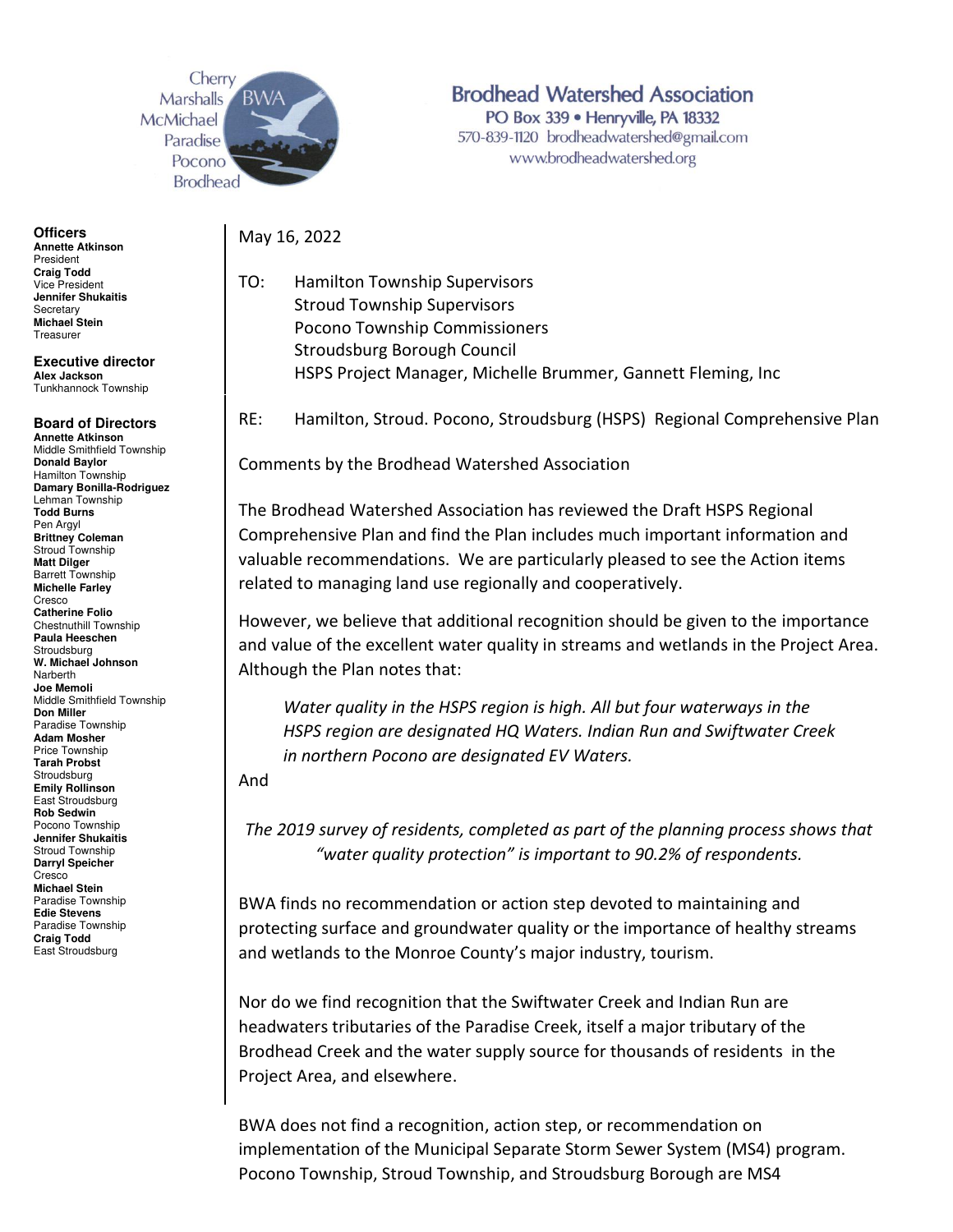Cherry
Marshalls
McMichael
Paradise
Pocono
Brodhead

**Brodhead Watershed Association**
PO Box 339 • Henryville, PA 18332
570-839-1120 brodheadwatershed@gmail.com
www.brodheadwatershed.org

**Officers**
**Annette Atkinson**
President
**Craig Todd**
Vice President
**Jennifer Shukaitis**
Secretary
**Michael Stein**
Treasurer

**Executive director**
**Alex Jackson**
Tunkhannock Township

**Board of Directors**
**Annette Atkinson**
Middle Smithfield Township
**Donald Baylor**
Hamilton Township
**Damary Bonilla-Rodriguez**
Lehman Township
**Todd Burns**
Pen Argyl
**Brittney Coleman**
Stroud Township
**Matt Dilger**
Barrett Township
**Michelle Farley**
Cresco
**Catherine Folio**
Chestnuthill Township
**Paula Heeschen**
Stroudsburg
**W. Michael Johnson**
Narberth
**Joe Memoli**
Middle Smithfield Township
**Don Miller**
Paradise Township
**Adam Mosher**
Price Township
**Tarah Probst**
Stroudsburg
**Emily Rollinson**
East Stroudsburg
**Rob Sedwin**
Pocono Township
**Jennifer Shukaitis**
Stroud Township
**Darryl Speicher**
Cresco
**Michael Stein**
Paradise Township
**Edie Stevens**
Paradise Township
**Craig Todd**
East Stroudsburg

May 16, 2022

TO: Hamilton Township Supervisors
Stroud Township Supervisors
Pocono Township Commissioners
Stroudsburg Borough Council
HSPS Project Manager, Michelle Brummer, Gannett Fleming, Inc

RE: Hamilton, Stroud. Pocono, Stroudsburg (HSPS) Regional Comprehensive Plan

Comments by the Brodhead Watershed Association

The Brodhead Watershed Association has reviewed the Draft HSPS Regional Comprehensive Plan and find the Plan includes much important information and valuable recommendations. We are particularly pleased to see the Action items related to managing land use regionally and cooperatively.

However, we believe that additional recognition should be given to the importance and value of the excellent water quality in streams and wetlands in the Project Area. Although the Plan notes that:

> *Water quality in the HSPS region is high. All but four waterways in the HSPS region are designated HQ Waters. Indian Run and Swiftwater Creek in northern Pocono are designated EV Waters.*

And

> *The 2019 survey of residents, completed as part of the planning process shows that "water quality protection" is important to 90.2% of respondents.*

BWA finds no recommendation or action step devoted to maintaining and protecting surface and groundwater quality or the importance of healthy streams and wetlands to the Monroe County's major industry, tourism.

Nor do we find recognition that the Swiftwater Creek and Indian Run are headwaters tributaries of the Paradise Creek, itself a major tributary of the Brodhead Creek and the water supply source for thousands of residents in the Project Area, and elsewhere.

BWA does not find a recognition, action step, or recommendation on implementation of the Municipal Separate Storm Sewer System (MS4) program. Pocono Township, Stroud Township, and Stroudsburg Borough are MS4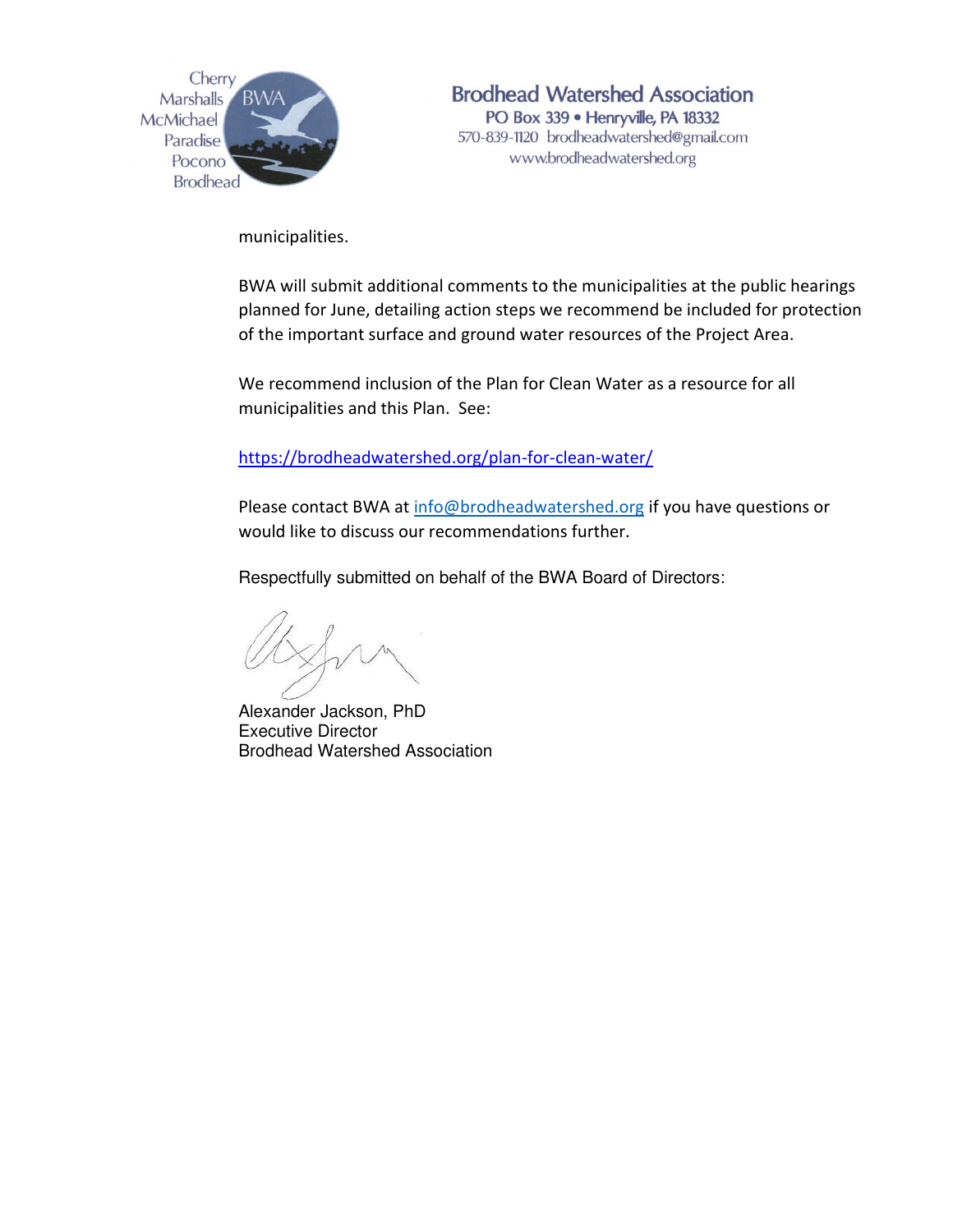municipalities.

BWA will submit additional comments to the municipalities at the public hearings planned for June, detailing action steps we recommend be included for protection of the important surface and ground water resources of the Project Area.

We recommend inclusion of the Plan for Clean Water as a resource for all municipalities and this Plan. See:

https://brodheadwatershed.org/plan-for-clean-water/

Please contact BWA at info@brodheadwatershed.org if you have questions or would like to discuss our recommendations further.

Respectfully submitted on behalf of the BWA Board of Directors:

Alexander Jackson, PhD
Executive Director
Brodhead Watershed Association